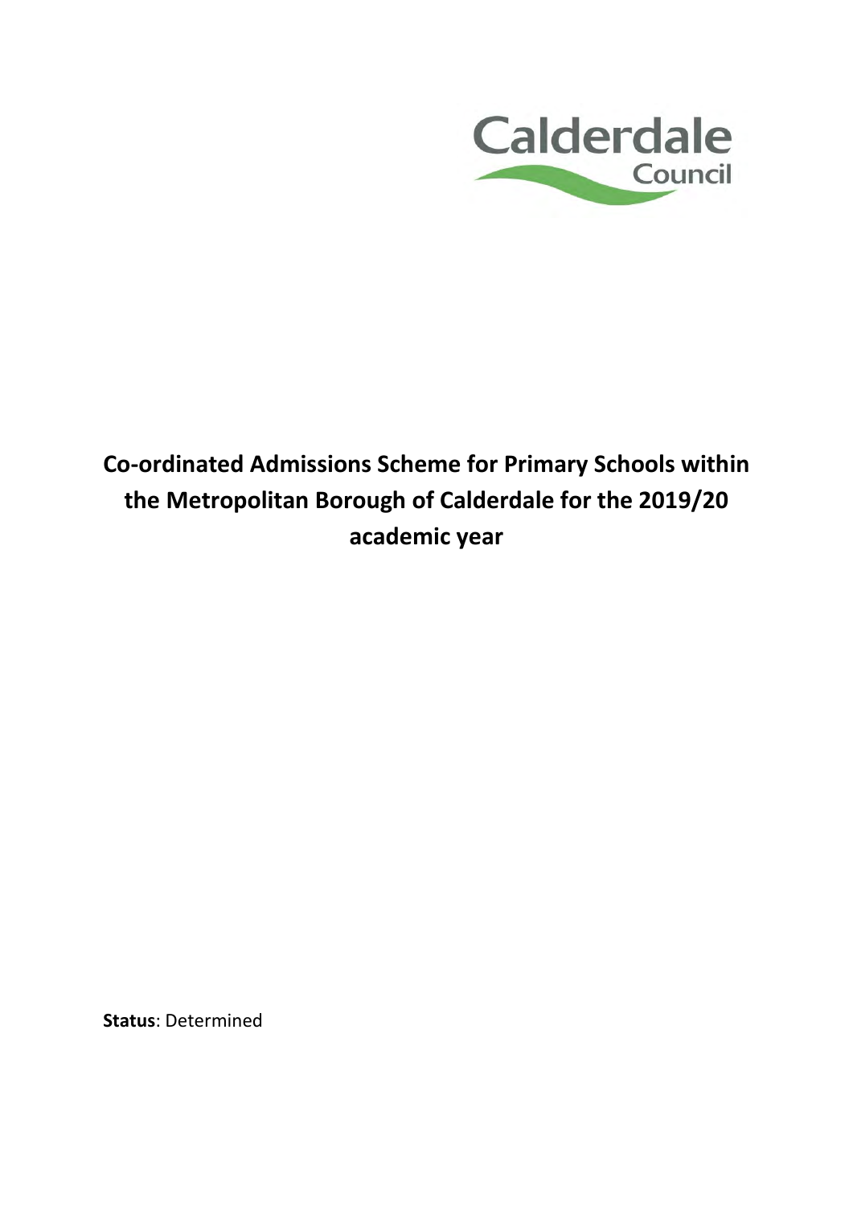Calderdale Council

# Co-ordinated Admissions Scheme for Primary Schools within the Metropolitan Borough of Calderdale for the 2019/20 academic year

**Status**: Determined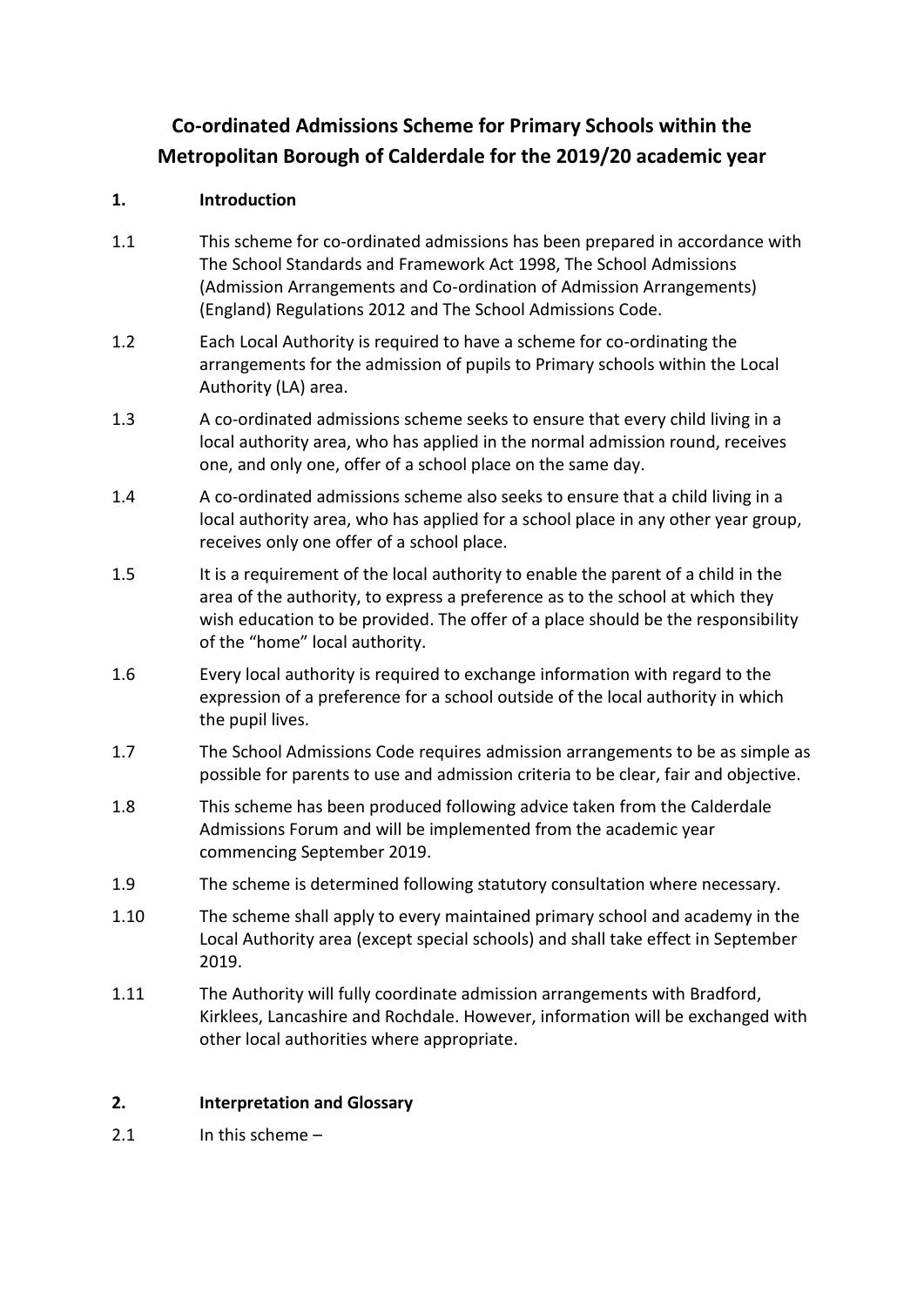# Co-ordinated Admissions Scheme for Primary Schools within the Metropolitan Borough of Calderdale for the 2019/20 academic year

## 1. Introduction

1.1 This scheme for co-ordinated admissions has been prepared in accordance with The School Standards and Framework Act 1998, The School Admissions (Admission Arrangements and Co-ordination of Admission Arrangements) (England) Regulations 2012 and The School Admissions Code.

1.2 Each Local Authority is required to have a scheme for co-ordinating the arrangements for the admission of pupils to Primary schools within the Local Authority (LA) area.

1.3 A co-ordinated admissions scheme seeks to ensure that every child living in a local authority area, who has applied in the normal admission round, receives one, and only one, offer of a school place on the same day.

1.4 A co-ordinated admissions scheme also seeks to ensure that a child living in a local authority area, who has applied for a school place in any other year group, receives only one offer of a school place.

1.5 It is a requirement of the local authority to enable the parent of a child in the area of the authority, to express a preference as to the school at which they wish education to be provided. The offer of a place should be the responsibility of the "home" local authority.

1.6 Every local authority is required to exchange information with regard to the expression of a preference for a school outside of the local authority in which the pupil lives.

1.7 The School Admissions Code requires admission arrangements to be as simple as possible for parents to use and admission criteria to be clear, fair and objective.

1.8 This scheme has been produced following advice taken from the Calderdale Admissions Forum and will be implemented from the academic year commencing September 2019.

1.9 The scheme is determined following statutory consultation where necessary.

1.10 The scheme shall apply to every maintained primary school and academy in the Local Authority area (except special schools) and shall take effect in September 2019.

1.11 The Authority will fully coordinate admission arrangements with Bradford, Kirklees, Lancashire and Rochdale. However, information will be exchanged with other local authorities where appropriate.

## 2. Interpretation and Glossary

2.1 In this scheme –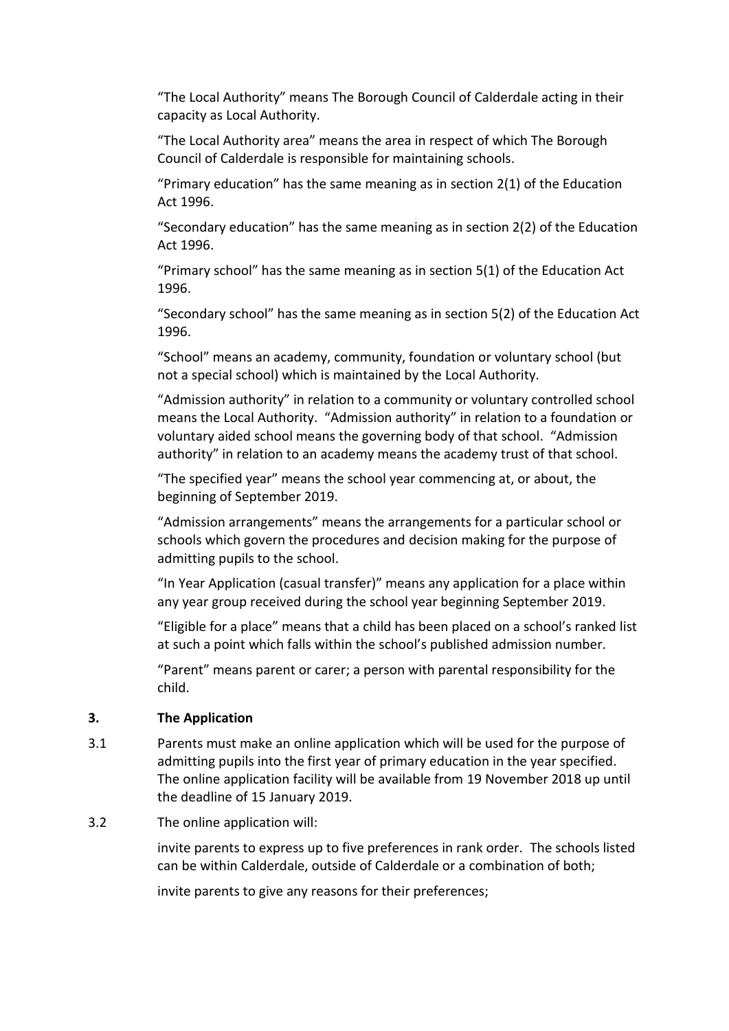"The Local Authority" means The Borough Council of Calderdale acting in their capacity as Local Authority.

"The Local Authority area" means the area in respect of which The Borough Council of Calderdale is responsible for maintaining schools.

"Primary education" has the same meaning as in section 2(1) of the Education Act 1996.

"Secondary education" has the same meaning as in section 2(2) of the Education Act 1996.

"Primary school" has the same meaning as in section 5(1) of the Education Act 1996.

"Secondary school" has the same meaning as in section 5(2) of the Education Act 1996.

"School" means an academy, community, foundation or voluntary school (but not a special school) which is maintained by the Local Authority.

"Admission authority" in relation to a community or voluntary controlled school means the Local Authority. "Admission authority" in relation to a foundation or voluntary aided school means the governing body of that school. "Admission authority" in relation to an academy means the academy trust of that school.

"The specified year" means the school year commencing at, or about, the beginning of September 2019.

"Admission arrangements" means the arrangements for a particular school or schools which govern the procedures and decision making for the purpose of admitting pupils to the school.

"In Year Application (casual transfer)" means any application for a place within any year group received during the school year beginning September 2019.

"Eligible for a place" means that a child has been placed on a school's ranked list at such a point which falls within the school's published admission number.

"Parent" means parent or carer; a person with parental responsibility for the child.

## 3. The Application

3.1 Parents must make an online application which will be used for the purpose of admitting pupils into the first year of primary education in the year specified. The online application facility will be available from 19 November 2018 up until the deadline of 15 January 2019.

3.2 The online application will:

invite parents to express up to five preferences in rank order. The schools listed can be within Calderdale, outside of Calderdale or a combination of both;

invite parents to give any reasons for their preferences;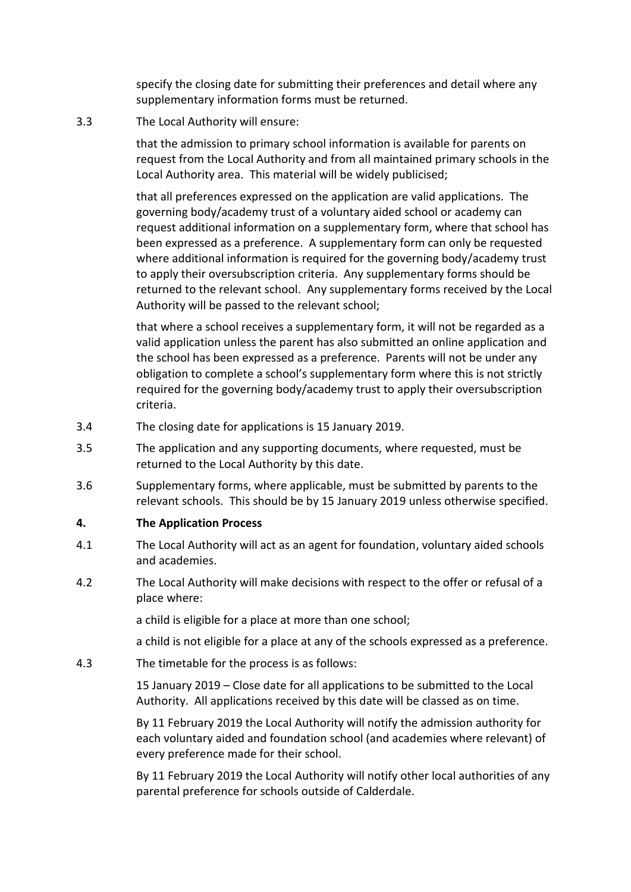specify the closing date for submitting their preferences and detail where any supplementary information forms must be returned.

3.3 The Local Authority will ensure:

that the admission to primary school information is available for parents on request from the Local Authority and from all maintained primary schools in the Local Authority area. This material will be widely publicised;

that all preferences expressed on the application are valid applications. The governing body/academy trust of a voluntary aided school or academy can request additional information on a supplementary form, where that school has been expressed as a preference. A supplementary form can only be requested where additional information is required for the governing body/academy trust to apply their oversubscription criteria. Any supplementary forms should be returned to the relevant school. Any supplementary forms received by the Local Authority will be passed to the relevant school;

that where a school receives a supplementary form, it will not be regarded as a valid application unless the parent has also submitted an online application and the school has been expressed as a preference. Parents will not be under any obligation to complete a school's supplementary form where this is not strictly required for the governing body/academy trust to apply their oversubscription criteria.

3.4 The closing date for applications is 15 January 2019.

3.5 The application and any supporting documents, where requested, must be returned to the Local Authority by this date.

3.6 Supplementary forms, where applicable, must be submitted by parents to the relevant schools. This should be by 15 January 2019 unless otherwise specified.

## 4. The Application Process

4.1 The Local Authority will act as an agent for foundation, voluntary aided schools and academies.

4.2 The Local Authority will make decisions with respect to the offer or refusal of a place where:

a child is eligible for a place at more than one school;

a child is not eligible for a place at any of the schools expressed as a preference.

4.3 The timetable for the process is as follows:

15 January 2019 – Close date for all applications to be submitted to the Local Authority. All applications received by this date will be classed as on time.

By 11 February 2019 the Local Authority will notify the admission authority for each voluntary aided and foundation school (and academies where relevant) of every preference made for their school.

By 11 February 2019 the Local Authority will notify other local authorities of any parental preference for schools outside of Calderdale.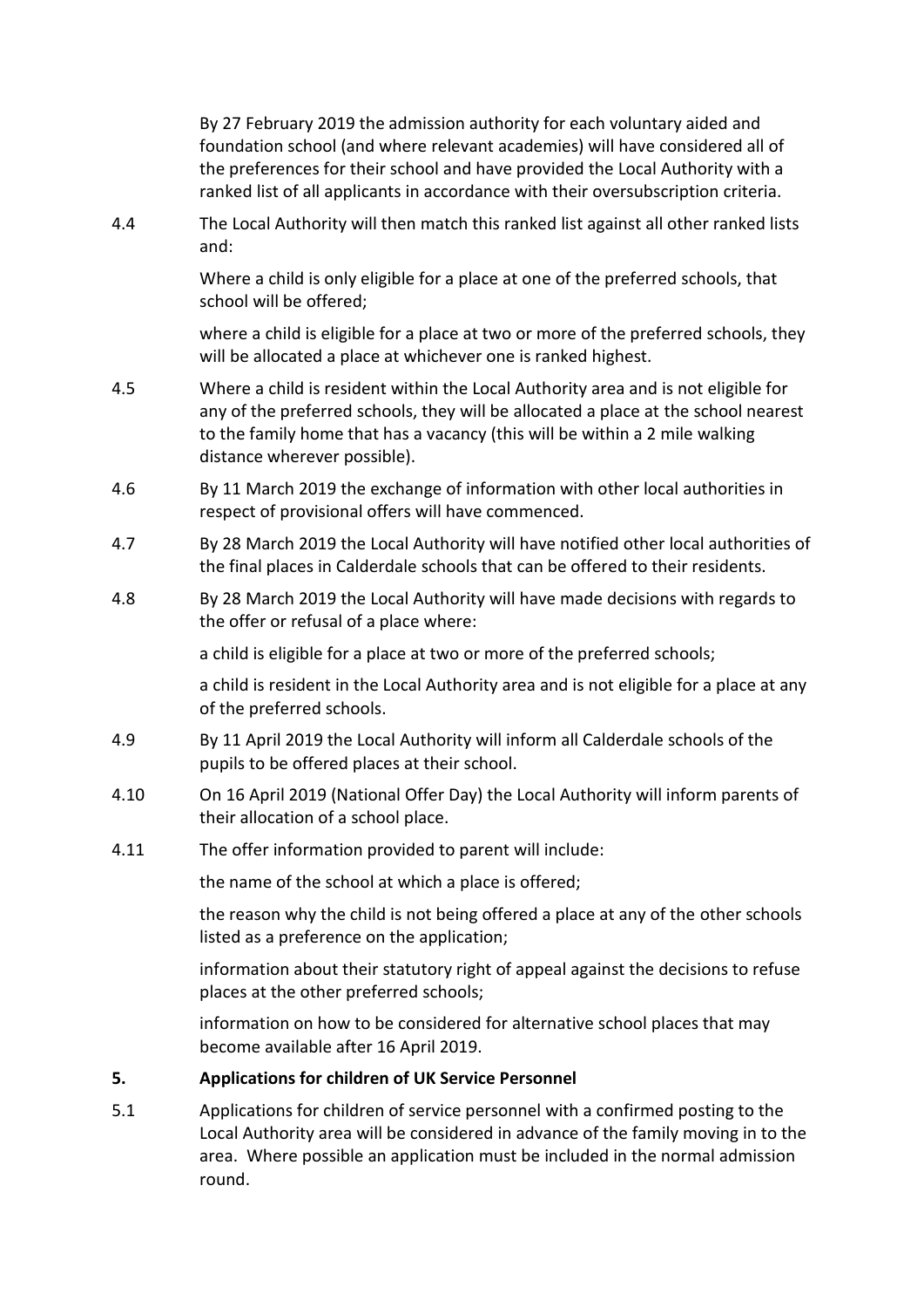By 27 February 2019 the admission authority for each voluntary aided and foundation school (and where relevant academies) will have considered all of the preferences for their school and have provided the Local Authority with a ranked list of all applicants in accordance with their oversubscription criteria.

4.4 The Local Authority will then match this ranked list against all other ranked lists and:

Where a child is only eligible for a place at one of the preferred schools, that school will be offered;

where a child is eligible for a place at two or more of the preferred schools, they will be allocated a place at whichever one is ranked highest.

4.5 Where a child is resident within the Local Authority area and is not eligible for any of the preferred schools, they will be allocated a place at the school nearest to the family home that has a vacancy (this will be within a 2 mile walking distance wherever possible).

4.6 By 11 March 2019 the exchange of information with other local authorities in respect of provisional offers will have commenced.

4.7 By 28 March 2019 the Local Authority will have notified other local authorities of the final places in Calderdale schools that can be offered to their residents.

4.8 By 28 March 2019 the Local Authority will have made decisions with regards to the offer or refusal of a place where:

a child is eligible for a place at two or more of the preferred schools;

a child is resident in the Local Authority area and is not eligible for a place at any of the preferred schools.

4.9 By 11 April 2019 the Local Authority will inform all Calderdale schools of the pupils to be offered places at their school.

4.10 On 16 April 2019 (National Offer Day) the Local Authority will inform parents of their allocation of a school place.

4.11 The offer information provided to parent will include:

the name of the school at which a place is offered;

the reason why the child is not being offered a place at any of the other schools listed as a preference on the application;

information about their statutory right of appeal against the decisions to refuse places at the other preferred schools;

information on how to be considered for alternative school places that may become available after 16 April 2019.

## 5. Applications for children of UK Service Personnel

5.1 Applications for children of service personnel with a confirmed posting to the Local Authority area will be considered in advance of the family moving in to the area. Where possible an application must be included in the normal admission round.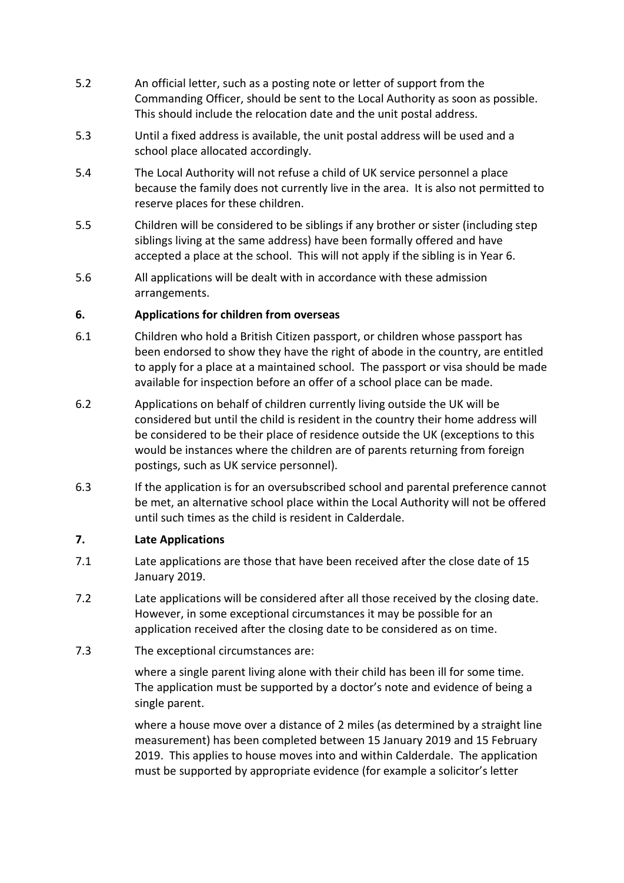5.2 An official letter, such as a posting note or letter of support from the Commanding Officer, should be sent to the Local Authority as soon as possible. This should include the relocation date and the unit postal address.

5.3 Until a fixed address is available, the unit postal address will be used and a school place allocated accordingly.

5.4 The Local Authority will not refuse a child of UK service personnel a place because the family does not currently live in the area. It is also not permitted to reserve places for these children.

5.5 Children will be considered to be siblings if any brother or sister (including step siblings living at the same address) have been formally offered and have accepted a place at the school. This will not apply if the sibling is in Year 6.

5.6 All applications will be dealt with in accordance with these admission arrangements.

## 6. Applications for children from overseas

6.1 Children who hold a British Citizen passport, or children whose passport has been endorsed to show they have the right of abode in the country, are entitled to apply for a place at a maintained school. The passport or visa should be made available for inspection before an offer of a school place can be made.

6.2 Applications on behalf of children currently living outside the UK will be considered but until the child is resident in the country their home address will be considered to be their place of residence outside the UK (exceptions to this would be instances where the children are of parents returning from foreign postings, such as UK service personnel).

6.3 If the application is for an oversubscribed school and parental preference cannot be met, an alternative school place within the Local Authority will not be offered until such times as the child is resident in Calderdale.

## 7. Late Applications

7.1 Late applications are those that have been received after the close date of 15 January 2019.

7.2 Late applications will be considered after all those received by the closing date. However, in some exceptional circumstances it may be possible for an application received after the closing date to be considered as on time.

7.3 The exceptional circumstances are:

where a single parent living alone with their child has been ill for some time. The application must be supported by a doctor's note and evidence of being a single parent.

where a house move over a distance of 2 miles (as determined by a straight line measurement) has been completed between 15 January 2019 and 15 February 2019. This applies to house moves into and within Calderdale. The application must be supported by appropriate evidence (for example a solicitor's letter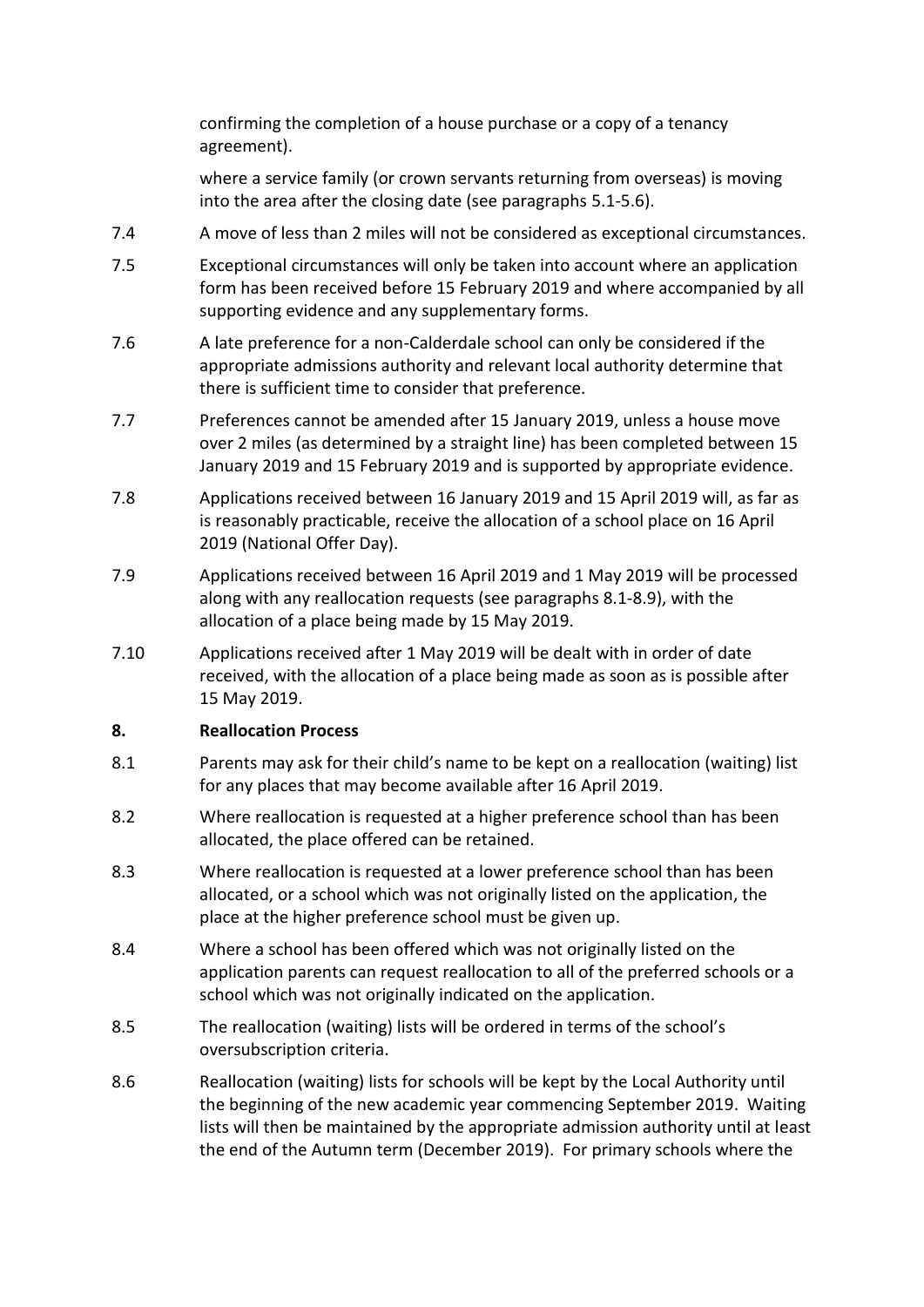confirming the completion of a house purchase or a copy of a tenancy agreement).

where a service family (or crown servants returning from overseas) is moving into the area after the closing date (see paragraphs 5.1-5.6).

7.4 A move of less than 2 miles will not be considered as exceptional circumstances.

7.5 Exceptional circumstances will only be taken into account where an application form has been received before 15 February 2019 and where accompanied by all supporting evidence and any supplementary forms.

7.6 A late preference for a non-Calderdale school can only be considered if the appropriate admissions authority and relevant local authority determine that there is sufficient time to consider that preference.

7.7 Preferences cannot be amended after 15 January 2019, unless a house move over 2 miles (as determined by a straight line) has been completed between 15 January 2019 and 15 February 2019 and is supported by appropriate evidence.

7.8 Applications received between 16 January 2019 and 15 April 2019 will, as far as is reasonably practicable, receive the allocation of a school place on 16 April 2019 (National Offer Day).

7.9 Applications received between 16 April 2019 and 1 May 2019 will be processed along with any reallocation requests (see paragraphs 8.1-8.9), with the allocation of a place being made by 15 May 2019.

7.10 Applications received after 1 May 2019 will be dealt with in order of date received, with the allocation of a place being made as soon as is possible after 15 May 2019.

## 8. Reallocation Process

8.1 Parents may ask for their child's name to be kept on a reallocation (waiting) list for any places that may become available after 16 April 2019.

8.2 Where reallocation is requested at a higher preference school than has been allocated, the place offered can be retained.

8.3 Where reallocation is requested at a lower preference school than has been allocated, or a school which was not originally listed on the application, the place at the higher preference school must be given up.

8.4 Where a school has been offered which was not originally listed on the application parents can request reallocation to all of the preferred schools or a school which was not originally indicated on the application.

8.5 The reallocation (waiting) lists will be ordered in terms of the school's oversubscription criteria.

8.6 Reallocation (waiting) lists for schools will be kept by the Local Authority until the beginning of the new academic year commencing September 2019. Waiting lists will then be maintained by the appropriate admission authority until at least the end of the Autumn term (December 2019). For primary schools where the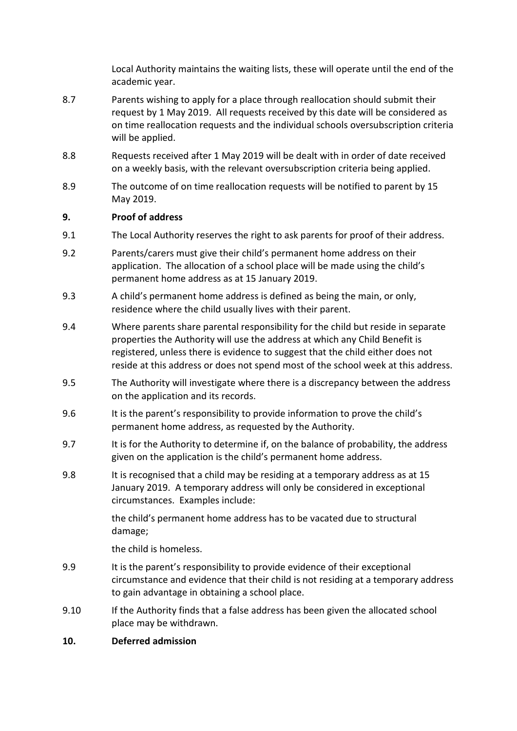Local Authority maintains the waiting lists, these will operate until the end of the academic year.

8.7 Parents wishing to apply for a place through reallocation should submit their request by 1 May 2019. All requests received by this date will be considered as on time reallocation requests and the individual schools oversubscription criteria will be applied.

8.8 Requests received after 1 May 2019 will be dealt with in order of date received on a weekly basis, with the relevant oversubscription criteria being applied.

8.9 The outcome of on time reallocation requests will be notified to parent by 15 May 2019.

## 9. Proof of address

9.1 The Local Authority reserves the right to ask parents for proof of their address.

9.2 Parents/carers must give their child's permanent home address on their application. The allocation of a school place will be made using the child's permanent home address as at 15 January 2019.

9.3 A child's permanent home address is defined as being the main, or only, residence where the child usually lives with their parent.

9.4 Where parents share parental responsibility for the child but reside in separate properties the Authority will use the address at which any Child Benefit is registered, unless there is evidence to suggest that the child either does not reside at this address or does not spend most of the school week at this address.

9.5 The Authority will investigate where there is a discrepancy between the address on the application and its records.

9.6 It is the parent's responsibility to provide information to prove the child's permanent home address, as requested by the Authority.

9.7 It is for the Authority to determine if, on the balance of probability, the address given on the application is the child's permanent home address.

9.8 It is recognised that a child may be residing at a temporary address as at 15 January 2019. A temporary address will only be considered in exceptional circumstances. Examples include:

the child's permanent home address has to be vacated due to structural damage;

the child is homeless.

9.9 It is the parent's responsibility to provide evidence of their exceptional circumstance and evidence that their child is not residing at a temporary address to gain advantage in obtaining a school place.

9.10 If the Authority finds that a false address has been given the allocated school place may be withdrawn.

## 10. Deferred admission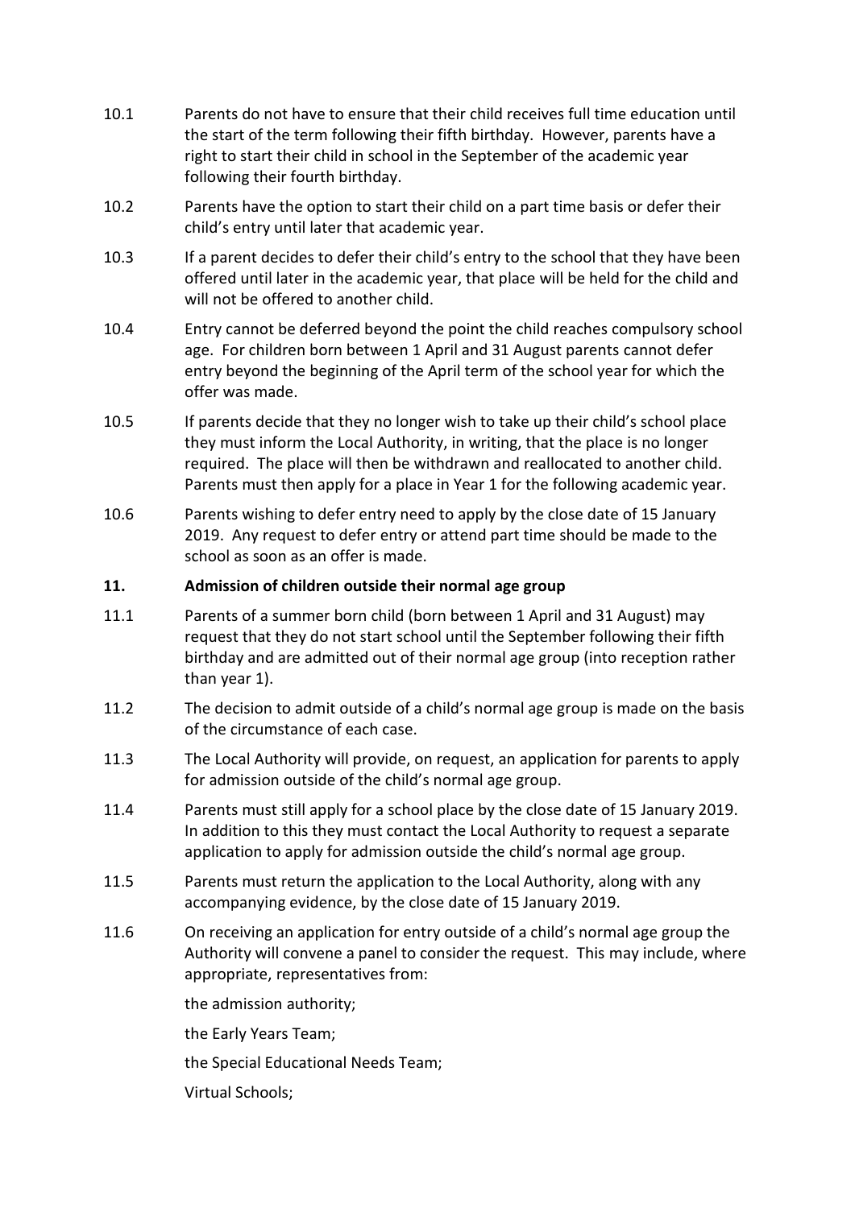10.1 Parents do not have to ensure that their child receives full time education until the start of the term following their fifth birthday. However, parents have a right to start their child in school in the September of the academic year following their fourth birthday.

10.2 Parents have the option to start their child on a part time basis or defer their child's entry until later that academic year.

10.3 If a parent decides to defer their child's entry to the school that they have been offered until later in the academic year, that place will be held for the child and will not be offered to another child.

10.4 Entry cannot be deferred beyond the point the child reaches compulsory school age. For children born between 1 April and 31 August parents cannot defer entry beyond the beginning of the April term of the school year for which the offer was made.

10.5 If parents decide that they no longer wish to take up their child's school place they must inform the Local Authority, in writing, that the place is no longer required. The place will then be withdrawn and reallocated to another child. Parents must then apply for a place in Year 1 for the following academic year.

10.6 Parents wishing to defer entry need to apply by the close date of 15 January 2019. Any request to defer entry or attend part time should be made to the school as soon as an offer is made.

## 11. Admission of children outside their normal age group

11.1 Parents of a summer born child (born between 1 April and 31 August) may request that they do not start school until the September following their fifth birthday and are admitted out of their normal age group (into reception rather than year 1).

11.2 The decision to admit outside of a child's normal age group is made on the basis of the circumstance of each case.

11.3 The Local Authority will provide, on request, an application for parents to apply for admission outside of the child's normal age group.

11.4 Parents must still apply for a school place by the close date of 15 January 2019. In addition to this they must contact the Local Authority to request a separate application to apply for admission outside the child's normal age group.

11.5 Parents must return the application to the Local Authority, along with any accompanying evidence, by the close date of 15 January 2019.

11.6 On receiving an application for entry outside of a child's normal age group the Authority will convene a panel to consider the request. This may include, where appropriate, representatives from:

the admission authority;

the Early Years Team;

the Special Educational Needs Team;

Virtual Schools;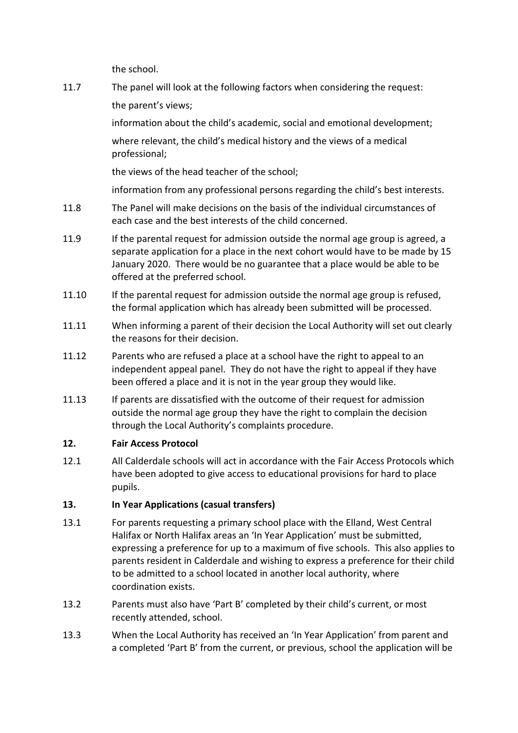the school.

11.7 The panel will look at the following factors when considering the request:

the parent's views;

information about the child's academic, social and emotional development;

where relevant, the child's medical history and the views of a medical professional;

the views of the head teacher of the school;

information from any professional persons regarding the child's best interests.

11.8 The Panel will make decisions on the basis of the individual circumstances of each case and the best interests of the child concerned.

11.9 If the parental request for admission outside the normal age group is agreed, a separate application for a place in the next cohort would have to be made by 15 January 2020. There would be no guarantee that a place would be able to be offered at the preferred school.

11.10 If the parental request for admission outside the normal age group is refused, the formal application which has already been submitted will be processed.

11.11 When informing a parent of their decision the Local Authority will set out clearly the reasons for their decision.

11.12 Parents who are refused a place at a school have the right to appeal to an independent appeal panel. They do not have the right to appeal if they have been offered a place and it is not in the year group they would like.

11.13 If parents are dissatisfied with the outcome of their request for admission outside the normal age group they have the right to complain the decision through the Local Authority's complaints procedure.

## 12. Fair Access Protocol

12.1 All Calderdale schools will act in accordance with the Fair Access Protocols which have been adopted to give access to educational provisions for hard to place pupils.

## 13. In Year Applications (casual transfers)

13.1 For parents requesting a primary school place with the Elland, West Central Halifax or North Halifax areas an 'In Year Application' must be submitted, expressing a preference for up to a maximum of five schools. This also applies to parents resident in Calderdale and wishing to express a preference for their child to be admitted to a school located in another local authority, where coordination exists.

13.2 Parents must also have 'Part B' completed by their child's current, or most recently attended, school.

13.3 When the Local Authority has received an 'In Year Application' from parent and a completed 'Part B' from the current, or previous, school the application will be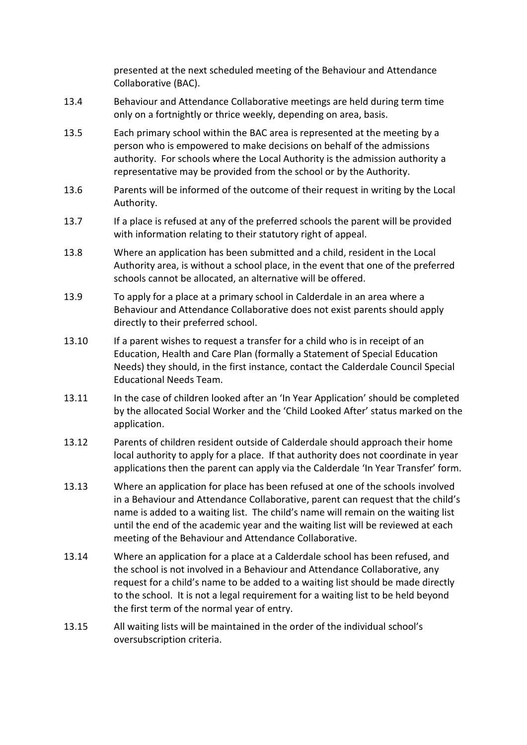presented at the next scheduled meeting of the Behaviour and Attendance Collaborative (BAC).

13.4 Behaviour and Attendance Collaborative meetings are held during term time only on a fortnightly or thrice weekly, depending on area, basis.

13.5 Each primary school within the BAC area is represented at the meeting by a person who is empowered to make decisions on behalf of the admissions authority. For schools where the Local Authority is the admission authority a representative may be provided from the school or by the Authority.

13.6 Parents will be informed of the outcome of their request in writing by the Local Authority.

13.7 If a place is refused at any of the preferred schools the parent will be provided with information relating to their statutory right of appeal.

13.8 Where an application has been submitted and a child, resident in the Local Authority area, is without a school place, in the event that one of the preferred schools cannot be allocated, an alternative will be offered.

13.9 To apply for a place at a primary school in Calderdale in an area where a Behaviour and Attendance Collaborative does not exist parents should apply directly to their preferred school.

13.10 If a parent wishes to request a transfer for a child who is in receipt of an Education, Health and Care Plan (formally a Statement of Special Education Needs) they should, in the first instance, contact the Calderdale Council Special Educational Needs Team.

13.11 In the case of children looked after an 'In Year Application' should be completed by the allocated Social Worker and the 'Child Looked After' status marked on the application.

13.12 Parents of children resident outside of Calderdale should approach their home local authority to apply for a place. If that authority does not coordinate in year applications then the parent can apply via the Calderdale 'In Year Transfer' form.

13.13 Where an application for place has been refused at one of the schools involved in a Behaviour and Attendance Collaborative, parent can request that the child's name is added to a waiting list. The child's name will remain on the waiting list until the end of the academic year and the waiting list will be reviewed at each meeting of the Behaviour and Attendance Collaborative.

13.14 Where an application for a place at a Calderdale school has been refused, and the school is not involved in a Behaviour and Attendance Collaborative, any request for a child's name to be added to a waiting list should be made directly to the school. It is not a legal requirement for a waiting list to be held beyond the first term of the normal year of entry.

13.15 All waiting lists will be maintained in the order of the individual school's oversubscription criteria.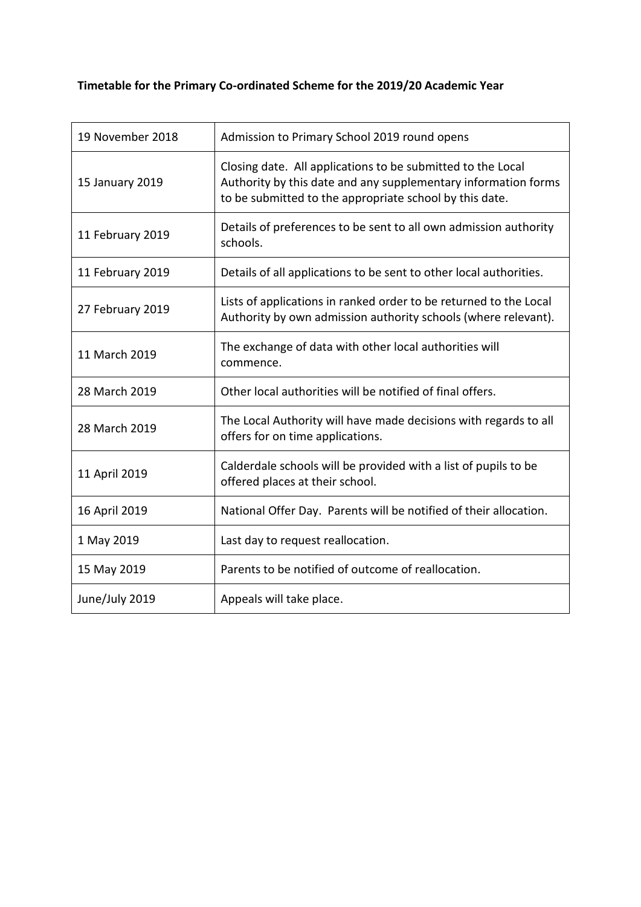**Timetable for the Primary Co-ordinated Scheme for the 2019/20 Academic Year**

| | |
|---|---|
| 19 November 2018 | Admission to Primary School 2019 round opens |
| 15 January 2019 | Closing date. All applications to be submitted to the Local Authority by this date and any supplementary information forms to be submitted to the appropriate school by this date. |
| 11 February 2019 | Details of preferences to be sent to all own admission authority schools. |
| 11 February 2019 | Details of all applications to be sent to other local authorities. |
| 27 February 2019 | Lists of applications in ranked order to be returned to the Local Authority by own admission authority schools (where relevant). |
| 11 March 2019 | The exchange of data with other local authorities will commence. |
| 28 March 2019 | Other local authorities will be notified of final offers. |
| 28 March 2019 | The Local Authority will have made decisions with regards to all offers for on time applications. |
| 11 April 2019 | Calderdale schools will be provided with a list of pupils to be offered places at their school. |
| 16 April 2019 | National Offer Day. Parents will be notified of their allocation. |
| 1 May 2019 | Last day to request reallocation. |
| 15 May 2019 | Parents to be notified of outcome of reallocation. |
| June/July 2019 | Appeals will take place. |